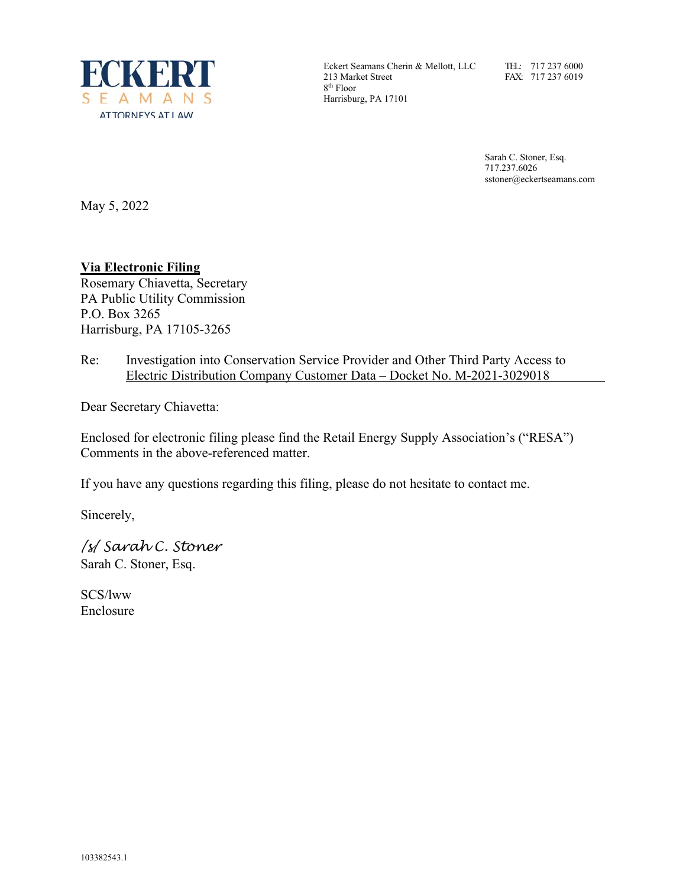**ECKERT**
**SEAMANS**
ATTORNEYS AT LAW

Eckert Seamans Cherin & Mellott, LLC
213 Market Street
8th Floor
Harrisburg, PA 17101

TEL: 717 237 6000
FAX: 717 237 6019

Sarah C. Stoner, Esq.
717.237.6026
sstoner@eckertseamans.com

May 5, 2022

**Via Electronic Filing**
Rosemary Chiavetta, Secretary
PA Public Utility Commission
P.O. Box 3265
Harrisburg, PA 17105-3265

Re: Investigation into Conservation Service Provider and Other Third Party Access to Electric Distribution Company Customer Data – Docket No. M-2021-3029018

Dear Secretary Chiavetta:

Enclosed for electronic filing please find the Retail Energy Supply Association's ("RESA") Comments in the above-referenced matter.

If you have any questions regarding this filing, please do not hesitate to contact me.

Sincerely,

*/s/ Sarah C. Stoner*
Sarah C. Stoner, Esq.

SCS/lww
Enclosure

103382543.1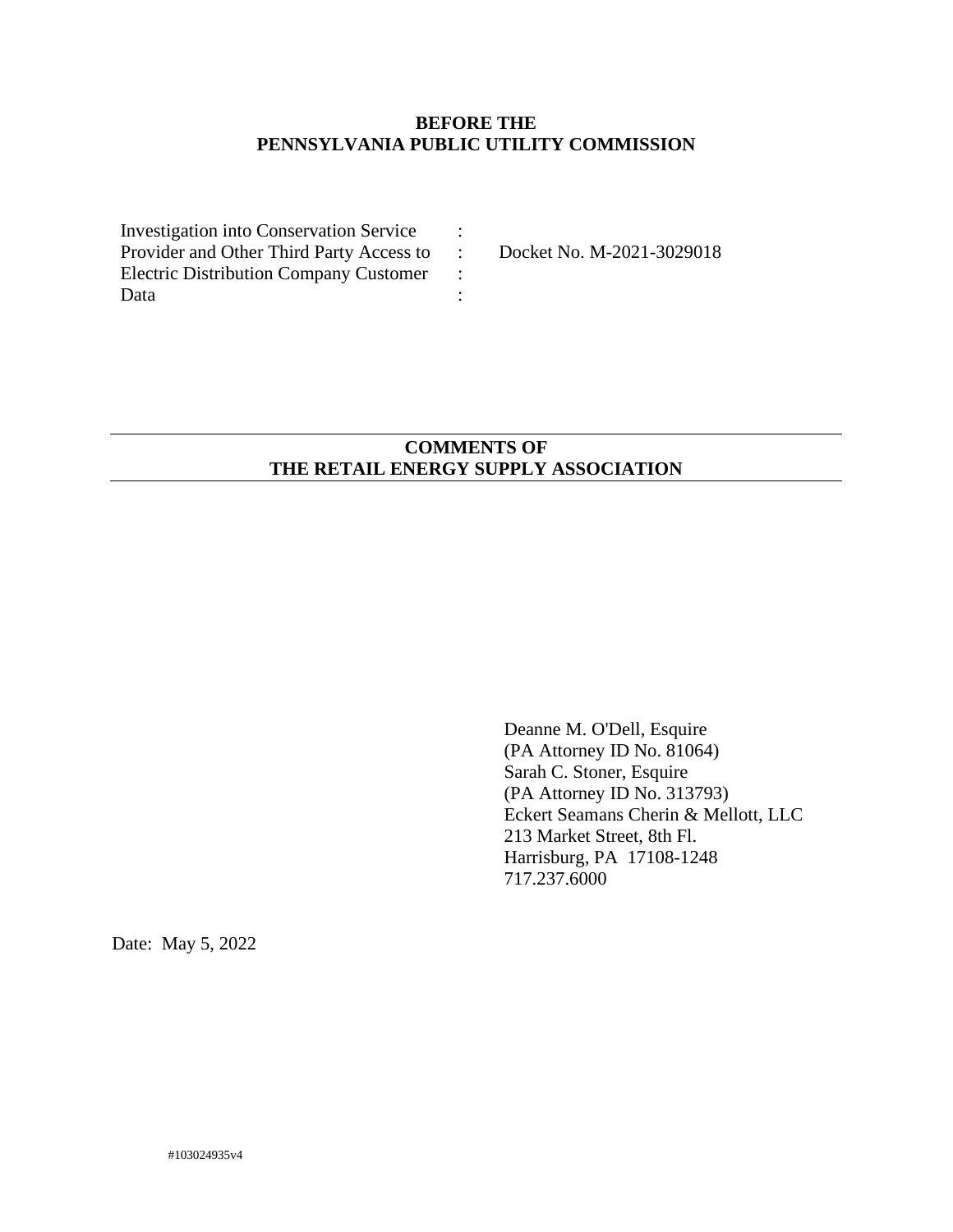**BEFORE THE**
**PENNSYLVANIA PUBLIC UTILITY COMMISSION**

| | | |
|---|---|---|
| Investigation into Conservation Service Provider and Other Third Party Access to Electric Distribution Company Customer Data | : | Docket No. M-2021-3029018 |

---

**COMMENTS OF**
**THE RETAIL ENERGY SUPPLY ASSOCIATION**

---

Deanne M. O'Dell, Esquire
(PA Attorney ID No. 81064)
Sarah C. Stoner, Esquire
(PA Attorney ID No. 313793)
Eckert Seamans Cherin & Mellott, LLC
213 Market Street, 8th Fl.
Harrisburg, PA 17108-1248
717.237.6000

Date: May 5, 2022

#103024935v4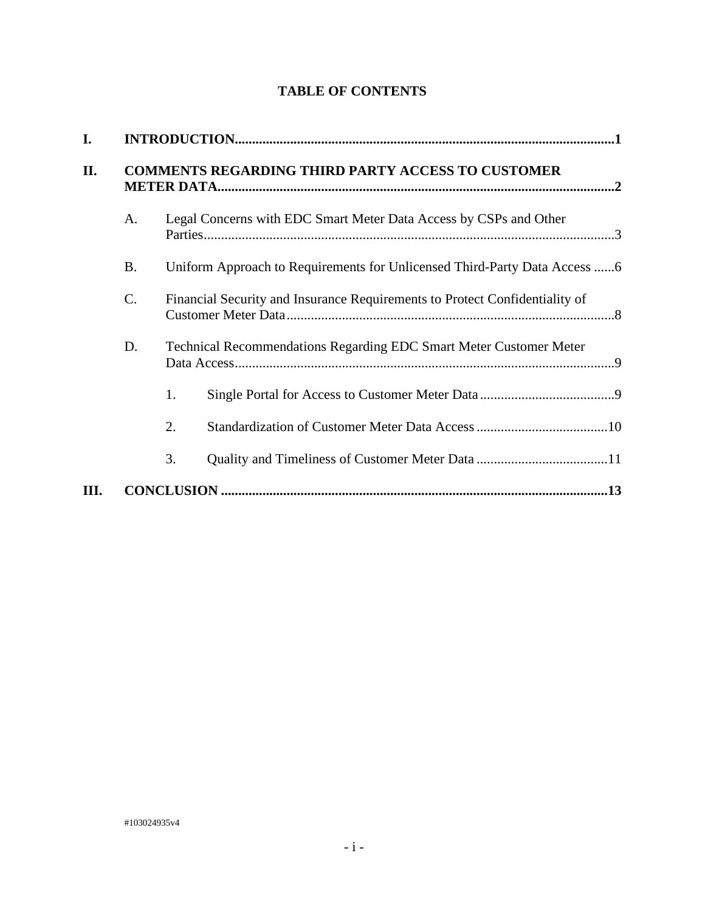**TABLE OF CONTENTS**

**I. INTRODUCTION** .......... **1**

**II. COMMENTS REGARDING THIRD PARTY ACCESS TO CUSTOMER METER DATA** .......... **2**

- A. Legal Concerns with EDC Smart Meter Data Access by CSPs and Other Parties .......... 3
- B. Uniform Approach to Requirements for Unlicensed Third-Party Data Access .......... 6
- C. Financial Security and Insurance Requirements to Protect Confidentiality of Customer Meter Data .......... 8
- D. Technical Recommendations Regarding EDC Smart Meter Customer Meter Data Access .......... 9
  1. Single Portal for Access to Customer Meter Data .......... 9
  2. Standardization of Customer Meter Data Access .......... 10
  3. Quality and Timeliness of Customer Meter Data .......... 11

**III. CONCLUSION** .......... **13**

#103024935v4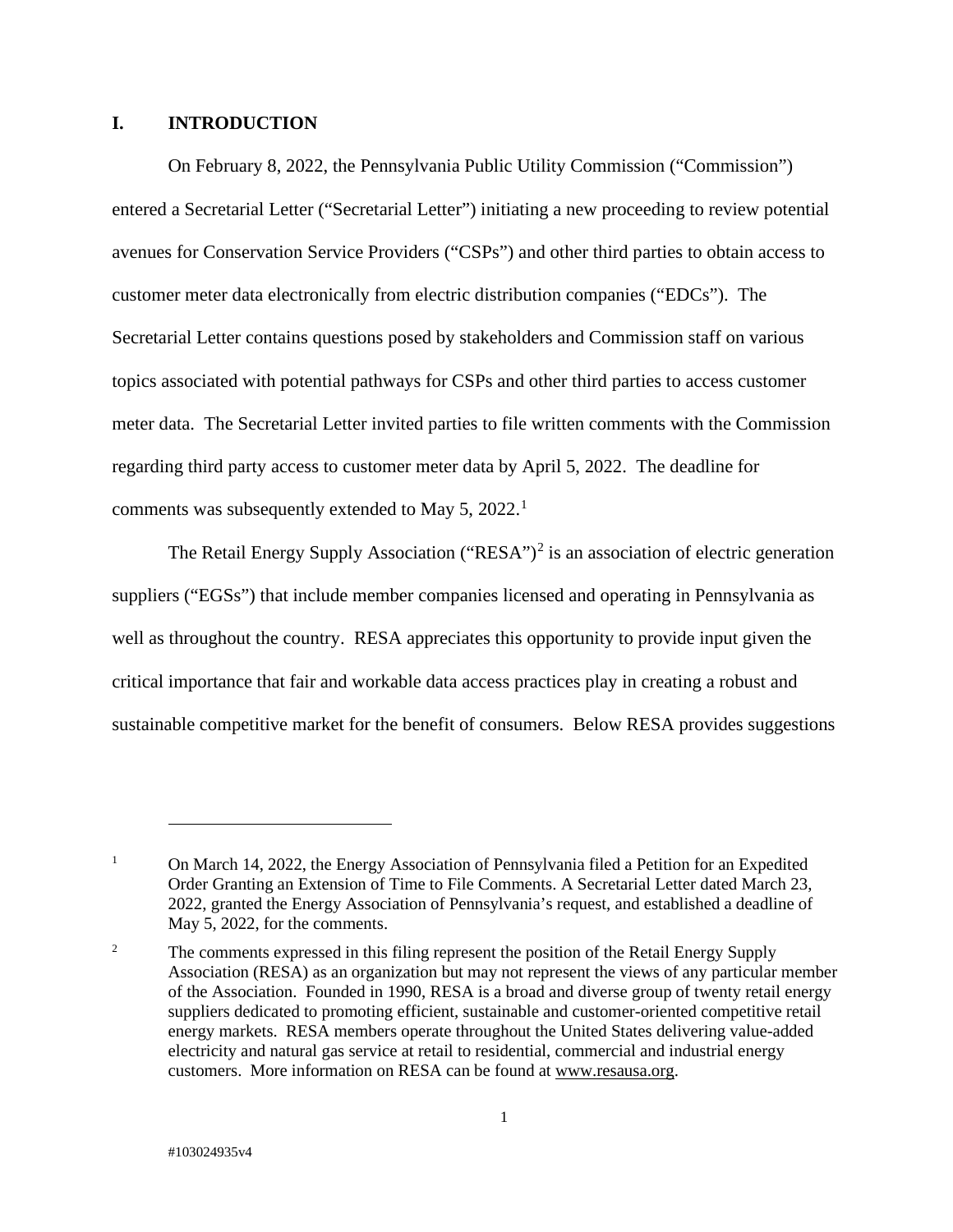## I. INTRODUCTION

On February 8, 2022, the Pennsylvania Public Utility Commission ("Commission") entered a Secretarial Letter ("Secretarial Letter") initiating a new proceeding to review potential avenues for Conservation Service Providers ("CSPs") and other third parties to obtain access to customer meter data electronically from electric distribution companies ("EDCs"). The Secretarial Letter contains questions posed by stakeholders and Commission staff on various topics associated with potential pathways for CSPs and other third parties to access customer meter data. The Secretarial Letter invited parties to file written comments with the Commission regarding third party access to customer meter data by April 5, 2022. The deadline for comments was subsequently extended to May 5, 2022.[1]

The Retail Energy Supply Association ("RESA")[2] is an association of electric generation suppliers ("EGSs") that include member companies licensed and operating in Pennsylvania as well as throughout the country. RESA appreciates this opportunity to provide input given the critical importance that fair and workable data access practices play in creating a robust and sustainable competitive market for the benefit of consumers. Below RESA provides suggestions

---

[1] On March 14, 2022, the Energy Association of Pennsylvania filed a Petition for an Expedited Order Granting an Extension of Time to File Comments. A Secretarial Letter dated March 23, 2022, granted the Energy Association of Pennsylvania's request, and established a deadline of May 5, 2022, for the comments.

[2] The comments expressed in this filing represent the position of the Retail Energy Supply Association (RESA) as an organization but may not represent the views of any particular member of the Association. Founded in 1990, RESA is a broad and diverse group of twenty retail energy suppliers dedicated to promoting efficient, sustainable and customer-oriented competitive retail energy markets. RESA members operate throughout the United States delivering value-added electricity and natural gas service at retail to residential, commercial and industrial energy customers. More information on RESA can be found at www.resausa.org.

#103024935v4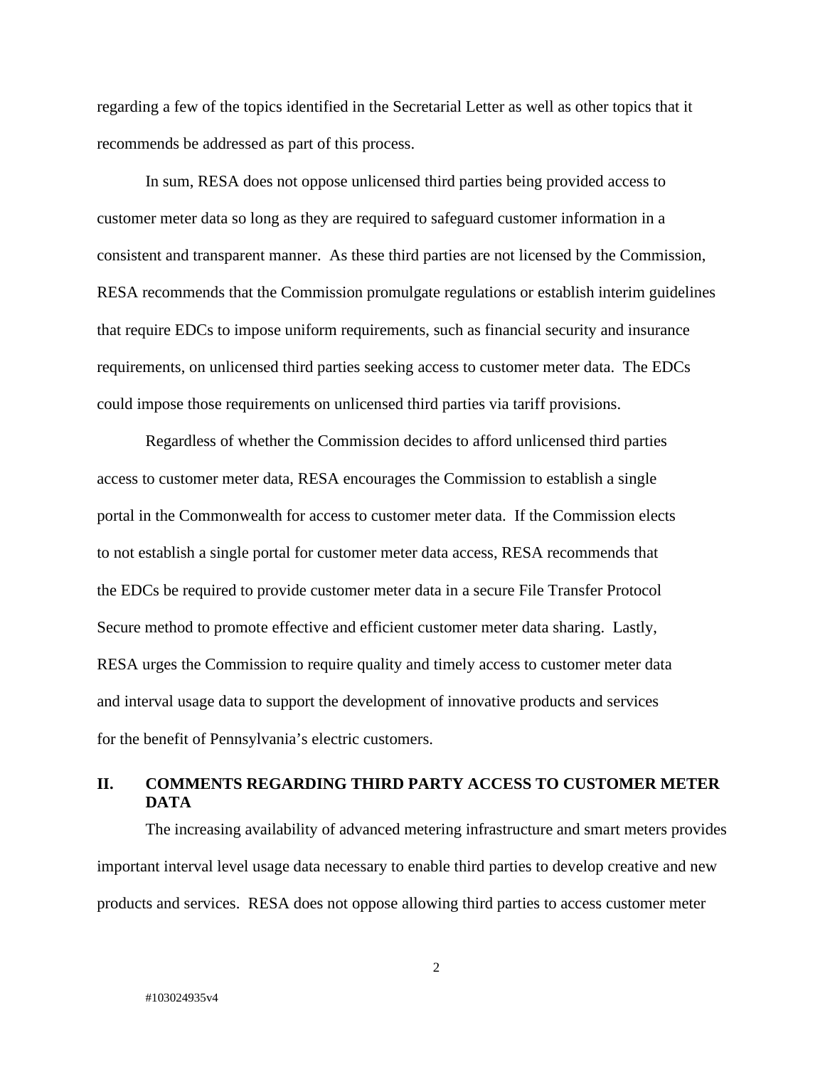regarding a few of the topics identified in the Secretarial Letter as well as other topics that it recommends be addressed as part of this process.

In sum, RESA does not oppose unlicensed third parties being provided access to customer meter data so long as they are required to safeguard customer information in a consistent and transparent manner. As these third parties are not licensed by the Commission, RESA recommends that the Commission promulgate regulations or establish interim guidelines that require EDCs to impose uniform requirements, such as financial security and insurance requirements, on unlicensed third parties seeking access to customer meter data. The EDCs could impose those requirements on unlicensed third parties via tariff provisions.

Regardless of whether the Commission decides to afford unlicensed third parties access to customer meter data, RESA encourages the Commission to establish a single portal in the Commonwealth for access to customer meter data. If the Commission elects to not establish a single portal for customer meter data access, RESA recommends that the EDCs be required to provide customer meter data in a secure File Transfer Protocol Secure method to promote effective and efficient customer meter data sharing. Lastly, RESA urges the Commission to require quality and timely access to customer meter data and interval usage data to support the development of innovative products and services for the benefit of Pennsylvania's electric customers.

## II. COMMENTS REGARDING THIRD PARTY ACCESS TO CUSTOMER METER DATA

The increasing availability of advanced metering infrastructure and smart meters provides important interval level usage data necessary to enable third parties to develop creative and new products and services. RESA does not oppose allowing third parties to access customer meter

#103024935v4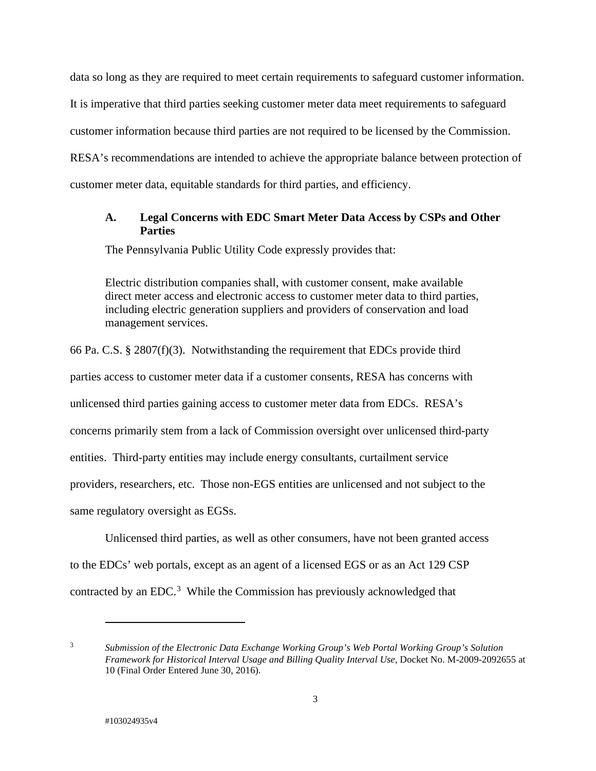data so long as they are required to meet certain requirements to safeguard customer information. It is imperative that third parties seeking customer meter data meet requirements to safeguard customer information because third parties are not required to be licensed by the Commission. RESA's recommendations are intended to achieve the appropriate balance between protection of customer meter data, equitable standards for third parties, and efficiency.

### A. Legal Concerns with EDC Smart Meter Data Access by CSPs and Other Parties

The Pennsylvania Public Utility Code expressly provides that:

> Electric distribution companies shall, with customer consent, make available direct meter access and electronic access to customer meter data to third parties, including electric generation suppliers and providers of conservation and load management services.

66 Pa. C.S. § 2807(f)(3). Notwithstanding the requirement that EDCs provide third parties access to customer meter data if a customer consents, RESA has concerns with unlicensed third parties gaining access to customer meter data from EDCs. RESA's concerns primarily stem from a lack of Commission oversight over unlicensed third-party entities. Third-party entities may include energy consultants, curtailment service providers, researchers, etc. Those non-EGS entities are unlicensed and not subject to the same regulatory oversight as EGSs.

Unlicensed third parties, as well as other consumers, have not been granted access to the EDCs' web portals, except as an agent of a licensed EGS or as an Act 129 CSP contracted by an EDC.[3] While the Commission has previously acknowledged that

[3] *Submission of the Electronic Data Exchange Working Group's Web Portal Working Group's Solution Framework for Historical Interval Usage and Billing Quality Interval Use*, Docket No. M-2009-2092655 at 10 (Final Order Entered June 30, 2016).

#103024935v4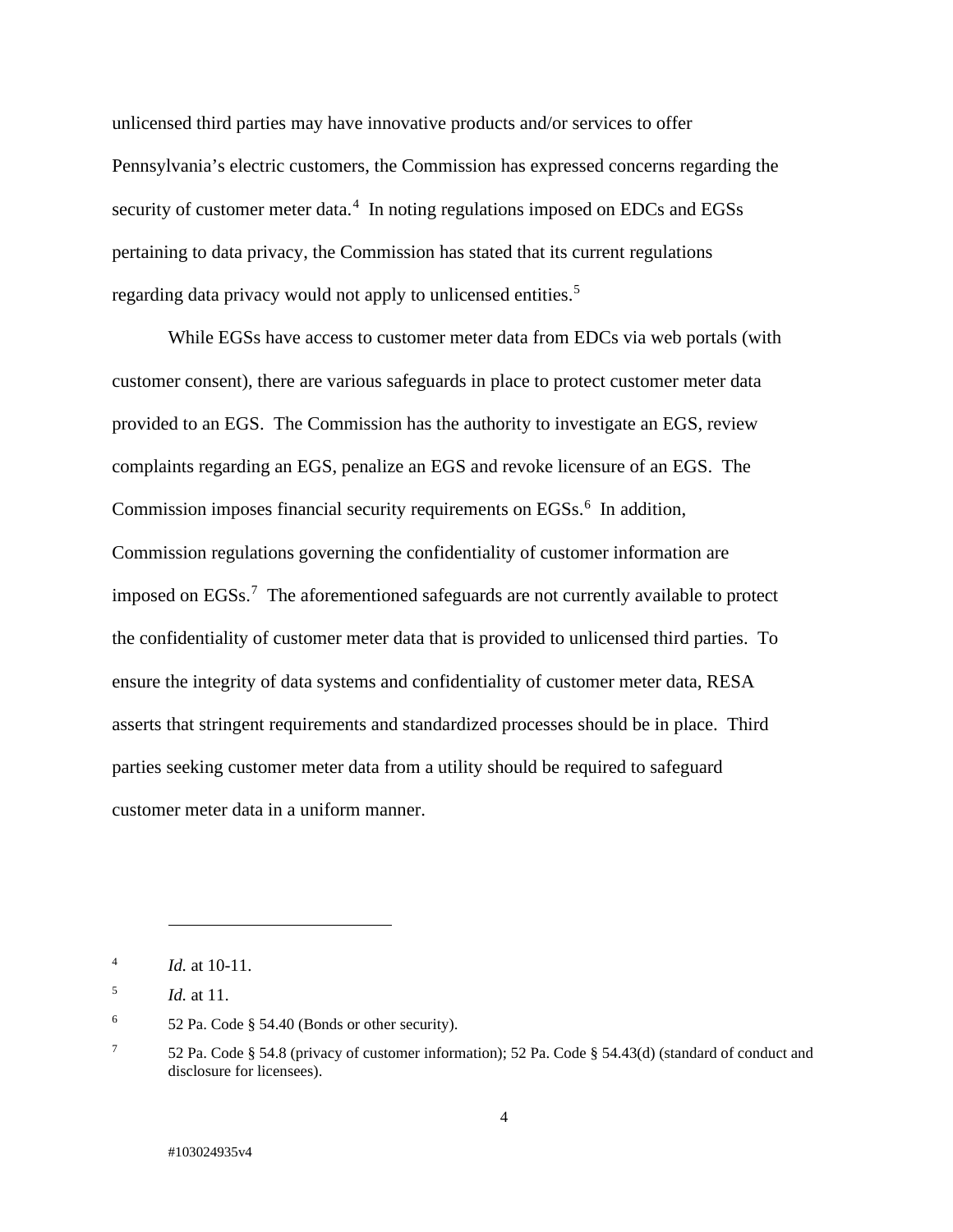unlicensed third parties may have innovative products and/or services to offer Pennsylvania's electric customers, the Commission has expressed concerns regarding the security of customer meter data.[4] In noting regulations imposed on EDCs and EGSs pertaining to data privacy, the Commission has stated that its current regulations regarding data privacy would not apply to unlicensed entities.[5]

While EGSs have access to customer meter data from EDCs via web portals (with customer consent), there are various safeguards in place to protect customer meter data provided to an EGS. The Commission has the authority to investigate an EGS, review complaints regarding an EGS, penalize an EGS and revoke licensure of an EGS. The Commission imposes financial security requirements on EGSs.[6] In addition, Commission regulations governing the confidentiality of customer information are imposed on EGSs.[7] The aforementioned safeguards are not currently available to protect the confidentiality of customer meter data that is provided to unlicensed third parties. To ensure the integrity of data systems and confidentiality of customer meter data, RESA asserts that stringent requirements and standardized processes should be in place. Third parties seeking customer meter data from a utility should be required to safeguard customer meter data in a uniform manner.

---

[4] *Id.* at 10-11.

[5] *Id.* at 11.

[6] 52 Pa. Code § 54.40 (Bonds or other security).

[7] 52 Pa. Code § 54.8 (privacy of customer information); 52 Pa. Code § 54.43(d) (standard of conduct and disclosure for licensees).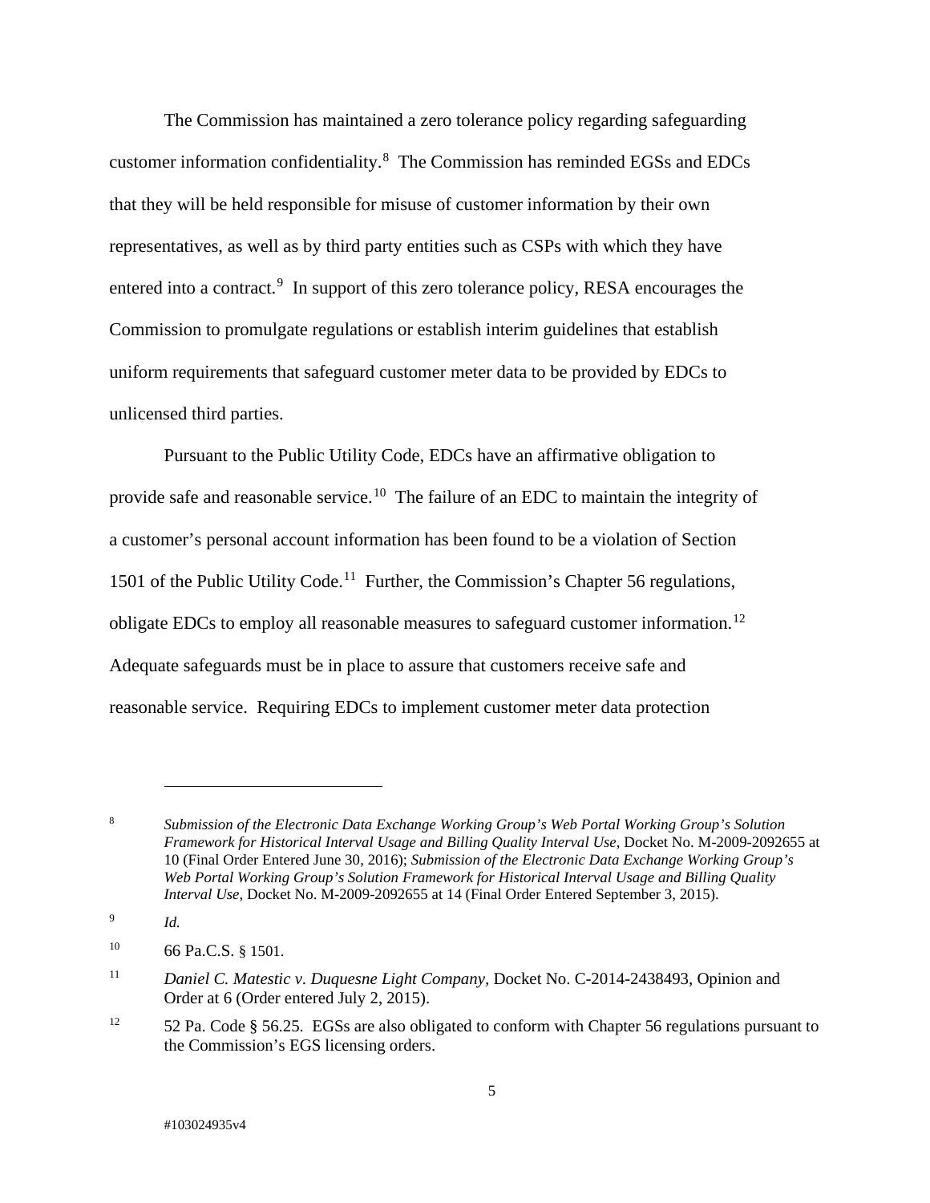The Commission has maintained a zero tolerance policy regarding safeguarding customer information confidentiality.[8] The Commission has reminded EGSs and EDCs that they will be held responsible for misuse of customer information by their own representatives, as well as by third party entities such as CSPs with which they have entered into a contract.[9] In support of this zero tolerance policy, RESA encourages the Commission to promulgate regulations or establish interim guidelines that establish uniform requirements that safeguard customer meter data to be provided by EDCs to unlicensed third parties.

Pursuant to the Public Utility Code, EDCs have an affirmative obligation to provide safe and reasonable service.[10] The failure of an EDC to maintain the integrity of a customer's personal account information has been found to be a violation of Section 1501 of the Public Utility Code.[11] Further, the Commission's Chapter 56 regulations, obligate EDCs to employ all reasonable measures to safeguard customer information.[12] Adequate safeguards must be in place to assure that customers receive safe and reasonable service. Requiring EDCs to implement customer meter data protection

---

[8] *Submission of the Electronic Data Exchange Working Group's Web Portal Working Group's Solution Framework for Historical Interval Usage and Billing Quality Interval Use*, Docket No. M-2009-2092655 at 10 (Final Order Entered June 30, 2016); *Submission of the Electronic Data Exchange Working Group's Web Portal Working Group's Solution Framework for Historical Interval Usage and Billing Quality Interval Use*, Docket No. M-2009-2092655 at 14 (Final Order Entered September 3, 2015).

[9] *Id.*

[10] 66 Pa.C.S. § 1501.

[11] *Daniel C. Matestic v. Duquesne Light Company*, Docket No. C-2014-2438493, Opinion and Order at 6 (Order entered July 2, 2015).

[12] 52 Pa. Code § 56.25. EGSs are also obligated to conform with Chapter 56 regulations pursuant to the Commission's EGS licensing orders.

#103024935v4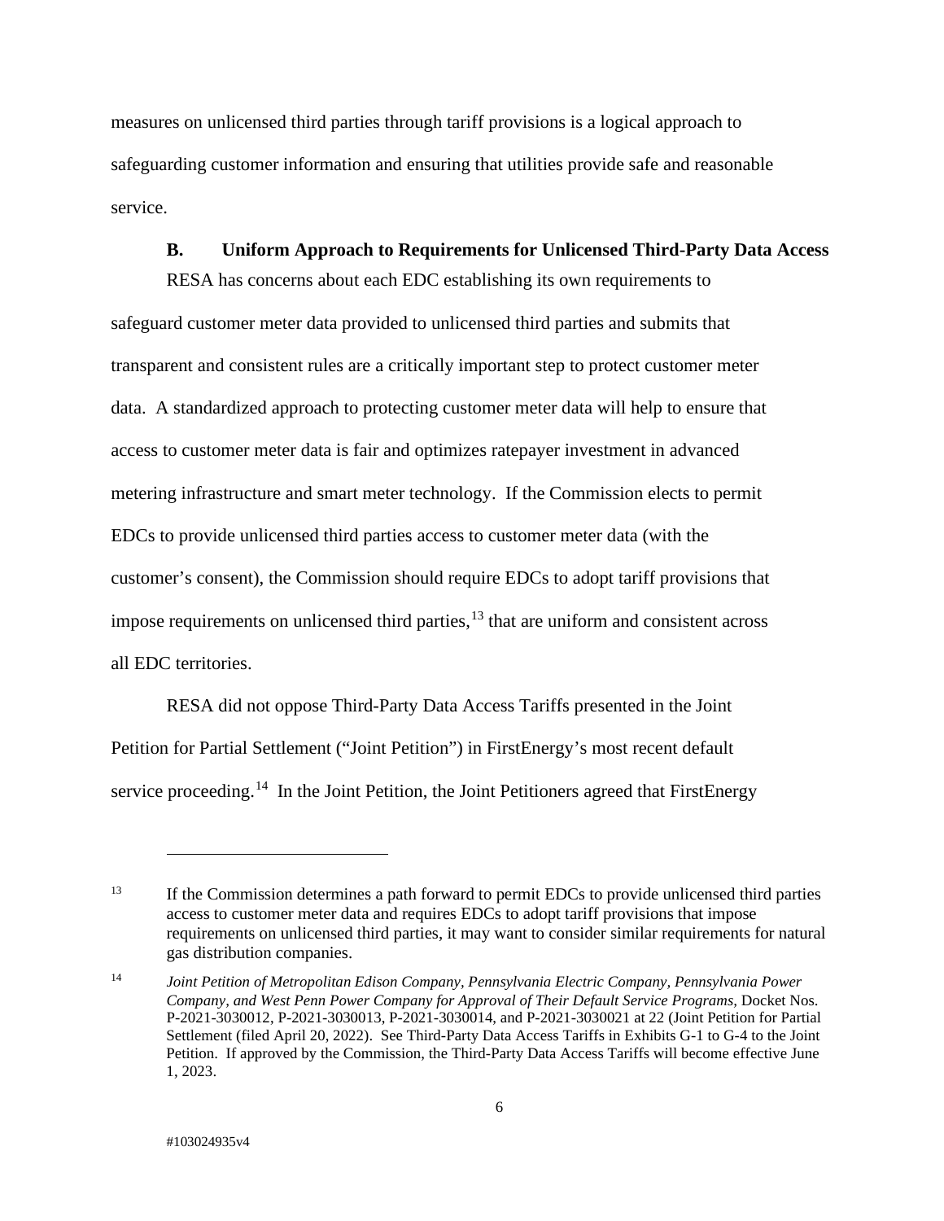measures on unlicensed third parties through tariff provisions is a logical approach to safeguarding customer information and ensuring that utilities provide safe and reasonable service.

### B. Uniform Approach to Requirements for Unlicensed Third-Party Data Access

RESA has concerns about each EDC establishing its own requirements to safeguard customer meter data provided to unlicensed third parties and submits that transparent and consistent rules are a critically important step to protect customer meter data. A standardized approach to protecting customer meter data will help to ensure that access to customer meter data is fair and optimizes ratepayer investment in advanced metering infrastructure and smart meter technology. If the Commission elects to permit EDCs to provide unlicensed third parties access to customer meter data (with the customer's consent), the Commission should require EDCs to adopt tariff provisions that impose requirements on unlicensed third parties,[13] that are uniform and consistent across all EDC territories.

RESA did not oppose Third-Party Data Access Tariffs presented in the Joint Petition for Partial Settlement ("Joint Petition") in FirstEnergy's most recent default service proceeding.[14] In the Joint Petition, the Joint Petitioners agreed that FirstEnergy

---

[13] If the Commission determines a path forward to permit EDCs to provide unlicensed third parties access to customer meter data and requires EDCs to adopt tariff provisions that impose requirements on unlicensed third parties, it may want to consider similar requirements for natural gas distribution companies.

[14] *Joint Petition of Metropolitan Edison Company, Pennsylvania Electric Company, Pennsylvania Power Company, and West Penn Power Company for Approval of Their Default Service Programs*, Docket Nos. P-2021-3030012, P-2021-3030013, P-2021-3030014, and P-2021-3030021 at 22 (Joint Petition for Partial Settlement (filed April 20, 2022). See Third-Party Data Access Tariffs in Exhibits G-1 to G-4 to the Joint Petition. If approved by the Commission, the Third-Party Data Access Tariffs will become effective June 1, 2023.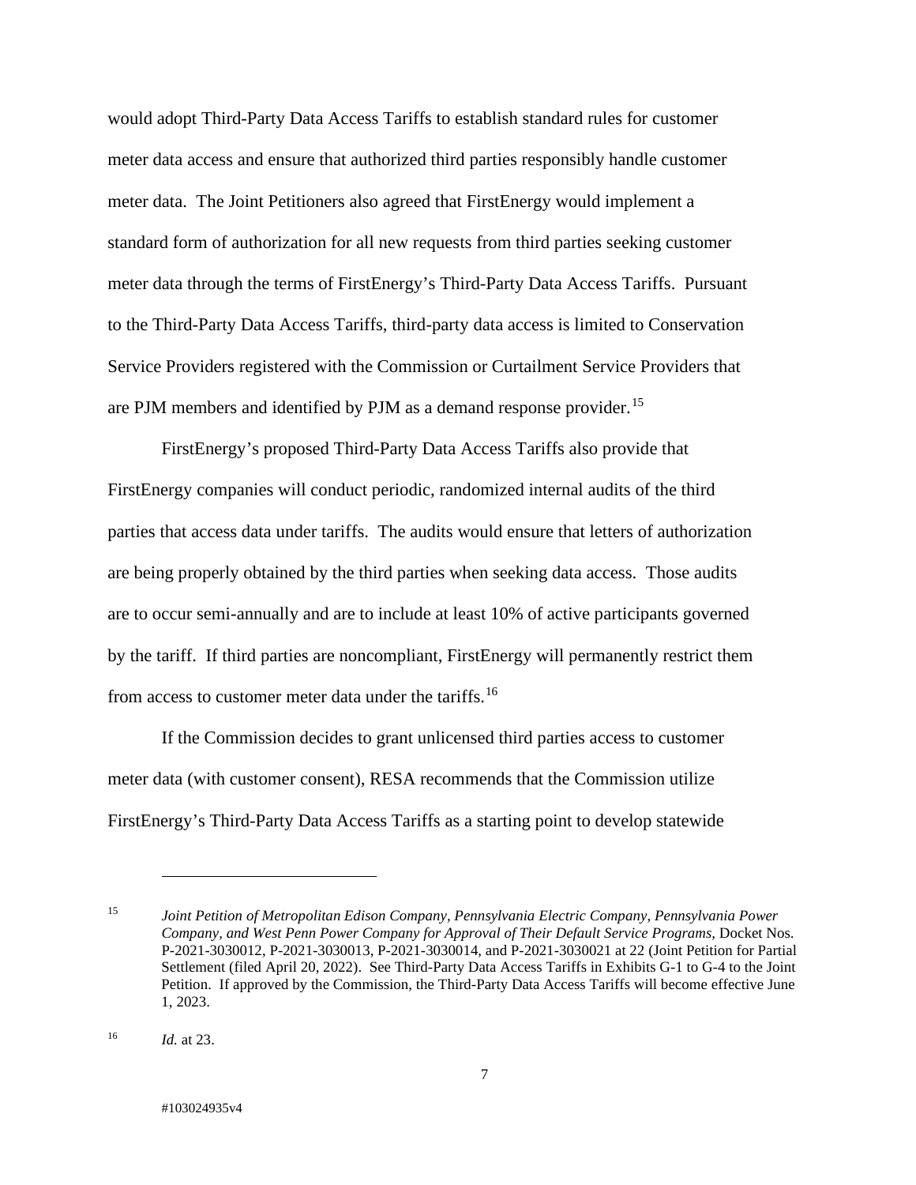would adopt Third-Party Data Access Tariffs to establish standard rules for customer meter data access and ensure that authorized third parties responsibly handle customer meter data. The Joint Petitioners also agreed that FirstEnergy would implement a standard form of authorization for all new requests from third parties seeking customer meter data through the terms of FirstEnergy's Third-Party Data Access Tariffs. Pursuant to the Third-Party Data Access Tariffs, third-party data access is limited to Conservation Service Providers registered with the Commission or Curtailment Service Providers that are PJM members and identified by PJM as a demand response provider.[15]

FirstEnergy's proposed Third-Party Data Access Tariffs also provide that FirstEnergy companies will conduct periodic, randomized internal audits of the third parties that access data under tariffs. The audits would ensure that letters of authorization are being properly obtained by the third parties when seeking data access. Those audits are to occur semi-annually and are to include at least 10% of active participants governed by the tariff. If third parties are noncompliant, FirstEnergy will permanently restrict them from access to customer meter data under the tariffs.[16]

If the Commission decides to grant unlicensed third parties access to customer meter data (with customer consent), RESA recommends that the Commission utilize FirstEnergy's Third-Party Data Access Tariffs as a starting point to develop statewide

---

[15] *Joint Petition of Metropolitan Edison Company, Pennsylvania Electric Company, Pennsylvania Power Company, and West Penn Power Company for Approval of Their Default Service Programs,* Docket Nos. P-2021-3030012, P-2021-3030013, P-2021-3030014, and P-2021-3030021 at 22 (Joint Petition for Partial Settlement (filed April 20, 2022). See Third-Party Data Access Tariffs in Exhibits G-1 to G-4 to the Joint Petition. If approved by the Commission, the Third-Party Data Access Tariffs will become effective June 1, 2023.

[16] *Id.* at 23.

#103024935v4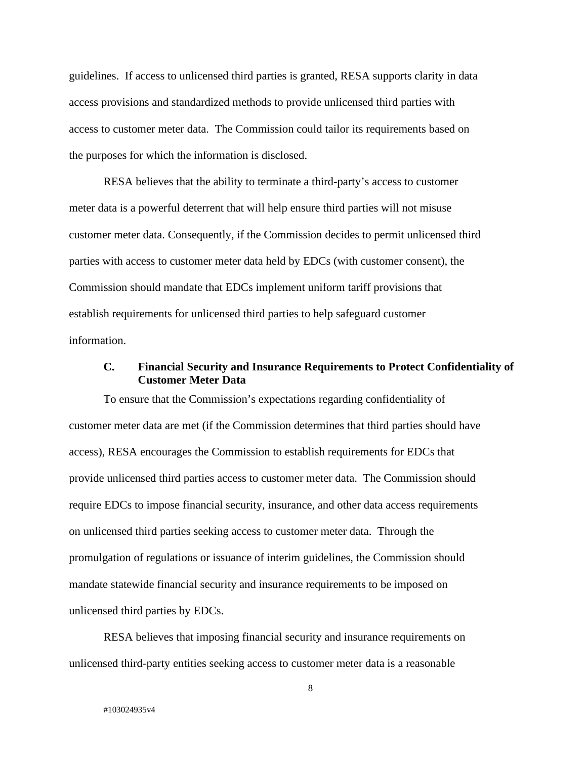guidelines. If access to unlicensed third parties is granted, RESA supports clarity in data access provisions and standardized methods to provide unlicensed third parties with access to customer meter data. The Commission could tailor its requirements based on the purposes for which the information is disclosed.

RESA believes that the ability to terminate a third-party's access to customer meter data is a powerful deterrent that will help ensure third parties will not misuse customer meter data. Consequently, if the Commission decides to permit unlicensed third parties with access to customer meter data held by EDCs (with customer consent), the Commission should mandate that EDCs implement uniform tariff provisions that establish requirements for unlicensed third parties to help safeguard customer information.

### C. Financial Security and Insurance Requirements to Protect Confidentiality of Customer Meter Data

To ensure that the Commission's expectations regarding confidentiality of customer meter data are met (if the Commission determines that third parties should have access), RESA encourages the Commission to establish requirements for EDCs that provide unlicensed third parties access to customer meter data. The Commission should require EDCs to impose financial security, insurance, and other data access requirements on unlicensed third parties seeking access to customer meter data. Through the promulgation of regulations or issuance of interim guidelines, the Commission should mandate statewide financial security and insurance requirements to be imposed on unlicensed third parties by EDCs.

RESA believes that imposing financial security and insurance requirements on unlicensed third-party entities seeking access to customer meter data is a reasonable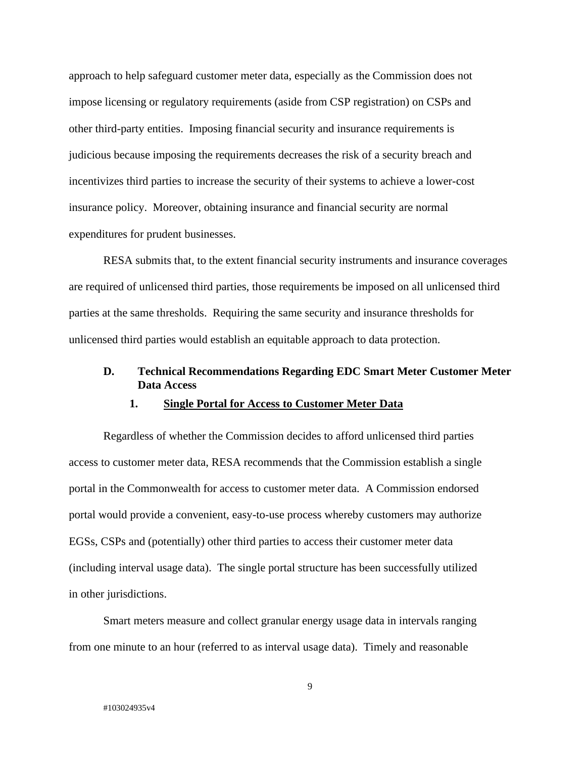approach to help safeguard customer meter data, especially as the Commission does not impose licensing or regulatory requirements (aside from CSP registration) on CSPs and other third-party entities. Imposing financial security and insurance requirements is judicious because imposing the requirements decreases the risk of a security breach and incentivizes third parties to increase the security of their systems to achieve a lower-cost insurance policy. Moreover, obtaining insurance and financial security are normal expenditures for prudent businesses.

RESA submits that, to the extent financial security instruments and insurance coverages are required of unlicensed third parties, those requirements be imposed on all unlicensed third parties at the same thresholds. Requiring the same security and insurance thresholds for unlicensed third parties would establish an equitable approach to data protection.

### D. Technical Recommendations Regarding EDC Smart Meter Customer Meter Data Access

#### 1. Single Portal for Access to Customer Meter Data

Regardless of whether the Commission decides to afford unlicensed third parties access to customer meter data, RESA recommends that the Commission establish a single portal in the Commonwealth for access to customer meter data. A Commission endorsed portal would provide a convenient, easy-to-use process whereby customers may authorize EGSs, CSPs and (potentially) other third parties to access their customer meter data (including interval usage data). The single portal structure has been successfully utilized in other jurisdictions.

Smart meters measure and collect granular energy usage data in intervals ranging from one minute to an hour (referred to as interval usage data). Timely and reasonable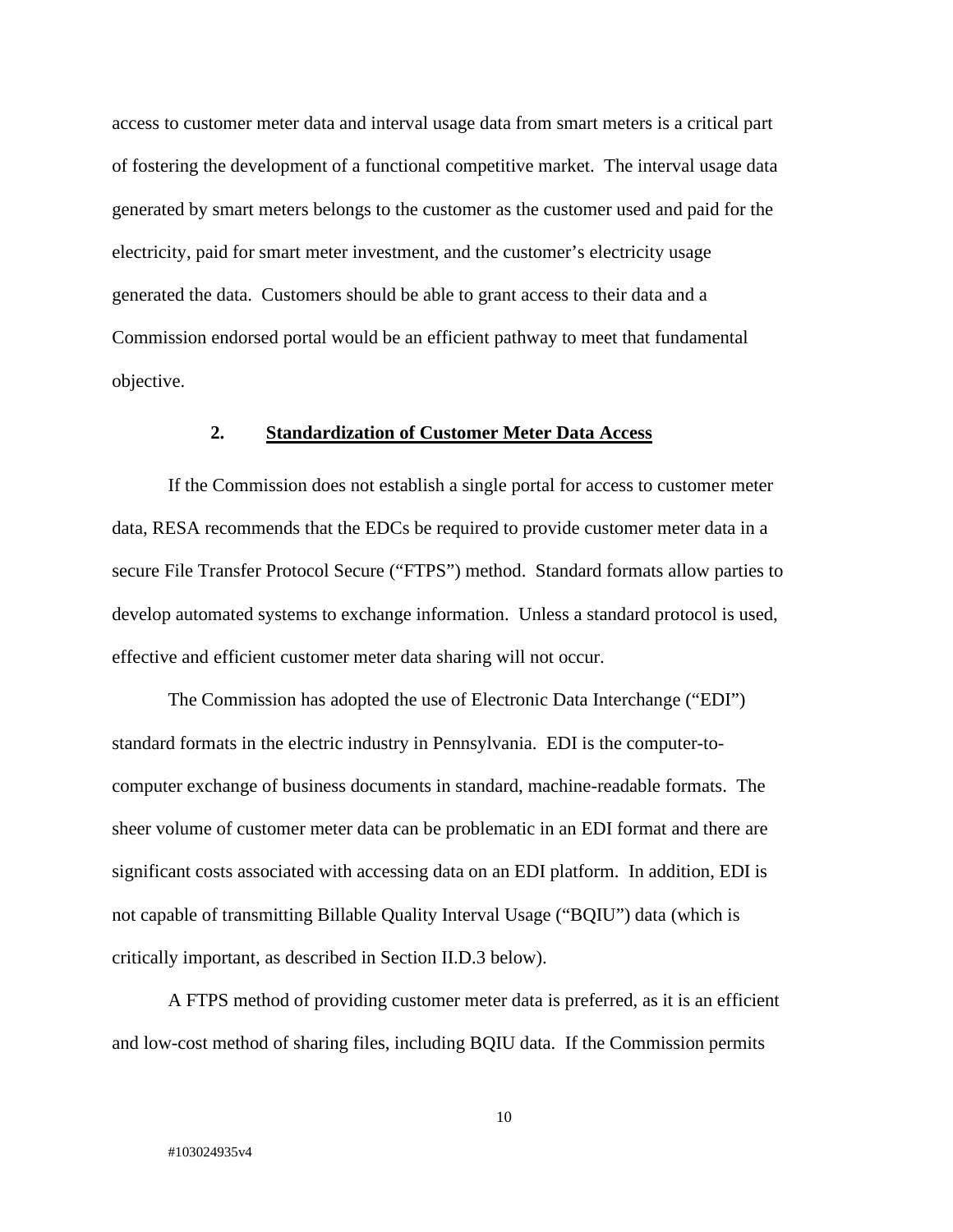access to customer meter data and interval usage data from smart meters is a critical part of fostering the development of a functional competitive market. The interval usage data generated by smart meters belongs to the customer as the customer used and paid for the electricity, paid for smart meter investment, and the customer's electricity usage generated the data. Customers should be able to grant access to their data and a Commission endorsed portal would be an efficient pathway to meet that fundamental objective.

### 2. Standardization of Customer Meter Data Access

If the Commission does not establish a single portal for access to customer meter data, RESA recommends that the EDCs be required to provide customer meter data in a secure File Transfer Protocol Secure ("FTPS") method. Standard formats allow parties to develop automated systems to exchange information. Unless a standard protocol is used, effective and efficient customer meter data sharing will not occur.

The Commission has adopted the use of Electronic Data Interchange ("EDI") standard formats in the electric industry in Pennsylvania. EDI is the computer-to-computer exchange of business documents in standard, machine-readable formats. The sheer volume of customer meter data can be problematic in an EDI format and there are significant costs associated with accessing data on an EDI platform. In addition, EDI is not capable of transmitting Billable Quality Interval Usage ("BQIU") data (which is critically important, as described in Section II.D.3 below).

A FTPS method of providing customer meter data is preferred, as it is an efficient and low-cost method of sharing files, including BQIU data. If the Commission permits

#103024935v4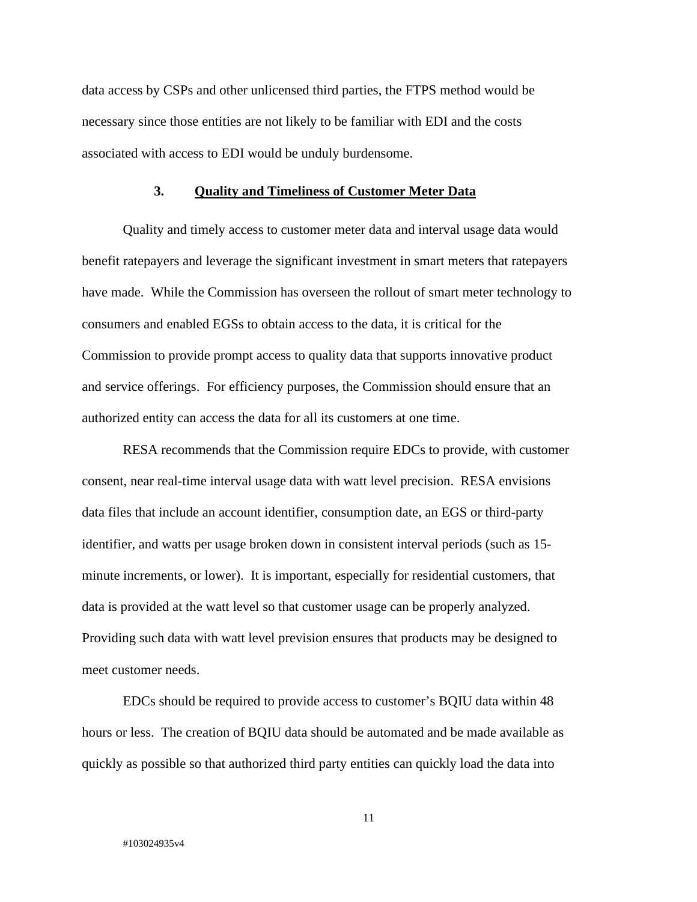data access by CSPs and other unlicensed third parties, the FTPS method would be necessary since those entities are not likely to be familiar with EDI and the costs associated with access to EDI would be unduly burdensome.

### 3. Quality and Timeliness of Customer Meter Data

Quality and timely access to customer meter data and interval usage data would benefit ratepayers and leverage the significant investment in smart meters that ratepayers have made. While the Commission has overseen the rollout of smart meter technology to consumers and enabled EGSs to obtain access to the data, it is critical for the Commission to provide prompt access to quality data that supports innovative product and service offerings. For efficiency purposes, the Commission should ensure that an authorized entity can access the data for all its customers at one time.

RESA recommends that the Commission require EDCs to provide, with customer consent, near real-time interval usage data with watt level precision. RESA envisions data files that include an account identifier, consumption date, an EGS or third-party identifier, and watts per usage broken down in consistent interval periods (such as 15-minute increments, or lower). It is important, especially for residential customers, that data is provided at the watt level so that customer usage can be properly analyzed. Providing such data with watt level prevision ensures that products may be designed to meet customer needs.

EDCs should be required to provide access to customer's BQIU data within 48 hours or less. The creation of BQIU data should be automated and be made available as quickly as possible so that authorized third party entities can quickly load the data into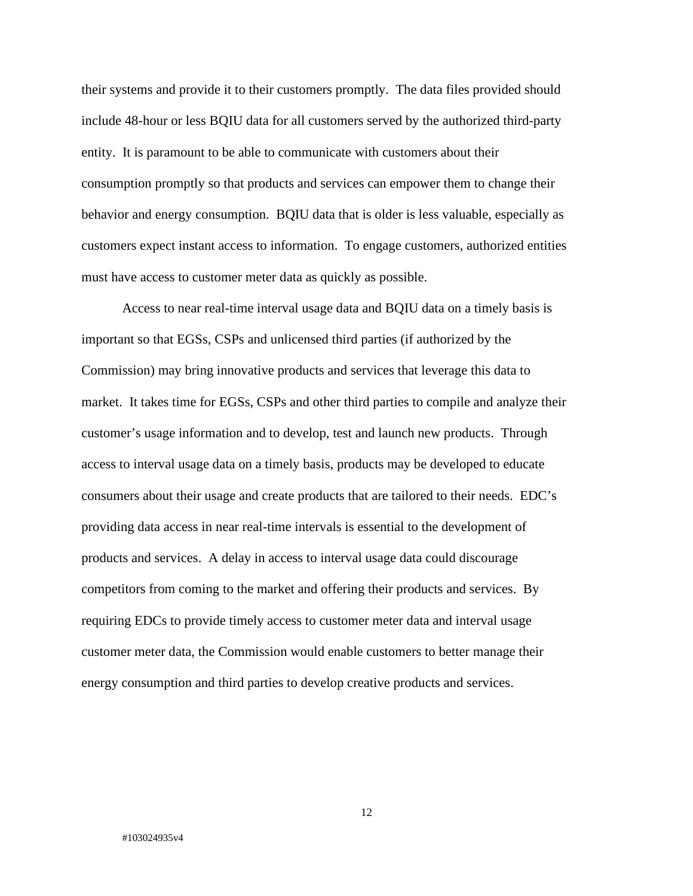their systems and provide it to their customers promptly. The data files provided should include 48-hour or less BQIU data for all customers served by the authorized third-party entity. It is paramount to be able to communicate with customers about their consumption promptly so that products and services can empower them to change their behavior and energy consumption. BQIU data that is older is less valuable, especially as customers expect instant access to information. To engage customers, authorized entities must have access to customer meter data as quickly as possible.

Access to near real-time interval usage data and BQIU data on a timely basis is important so that EGSs, CSPs and unlicensed third parties (if authorized by the Commission) may bring innovative products and services that leverage this data to market. It takes time for EGSs, CSPs and other third parties to compile and analyze their customer's usage information and to develop, test and launch new products. Through access to interval usage data on a timely basis, products may be developed to educate consumers about their usage and create products that are tailored to their needs. EDC's providing data access in near real-time intervals is essential to the development of products and services. A delay in access to interval usage data could discourage competitors from coming to the market and offering their products and services. By requiring EDCs to provide timely access to customer meter data and interval usage customer meter data, the Commission would enable customers to better manage their energy consumption and third parties to develop creative products and services.

#103024935v4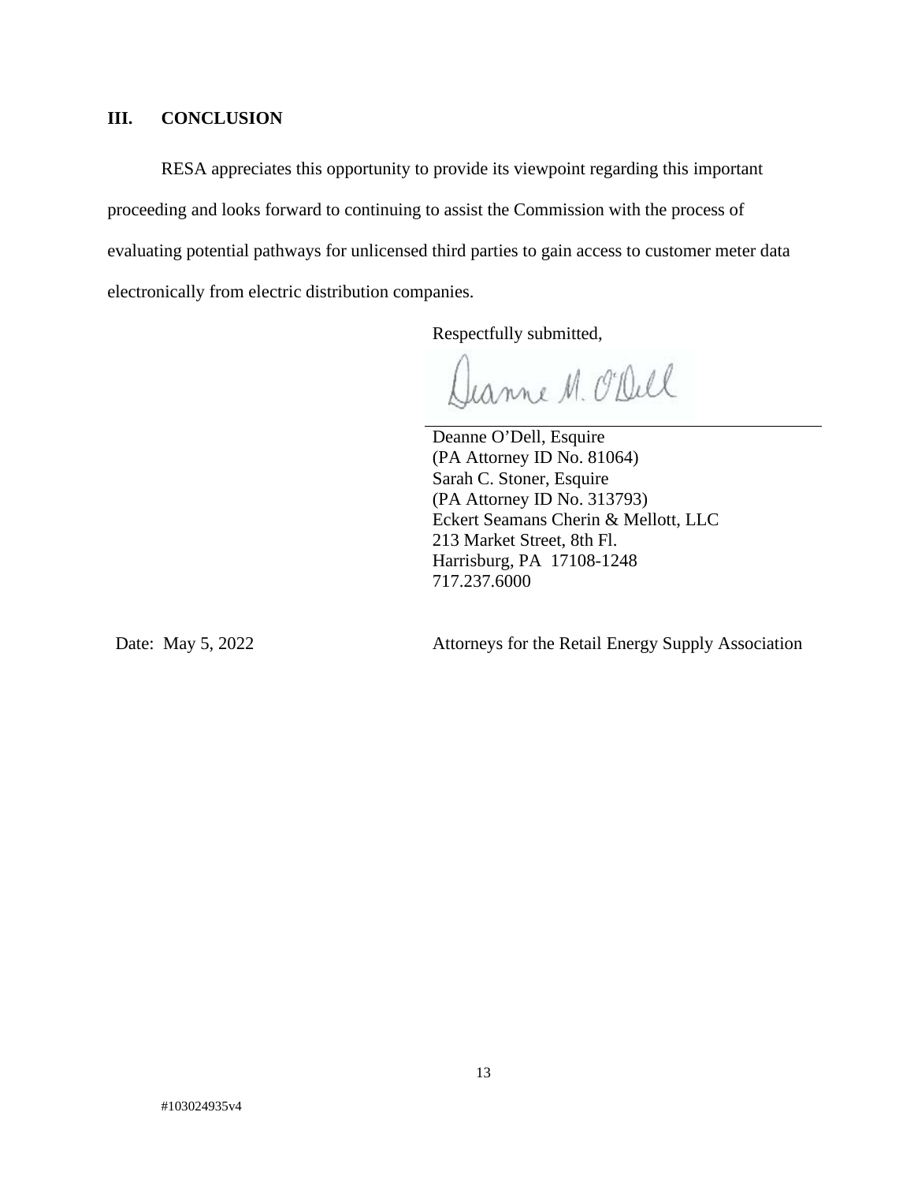## III. CONCLUSION

RESA appreciates this opportunity to provide its viewpoint regarding this important proceeding and looks forward to continuing to assist the Commission with the process of evaluating potential pathways for unlicensed third parties to gain access to customer meter data electronically from electric distribution companies.

Respectfully submitted,

Deanne M. O'Dell

Deanne O'Dell, Esquire
(PA Attorney ID No. 81064)
Sarah C. Stoner, Esquire
(PA Attorney ID No. 313793)
Eckert Seamans Cherin & Mellott, LLC
213 Market Street, 8th Fl.
Harrisburg, PA 17108-1248
717.237.6000

Date: May 5, 2022

Attorneys for the Retail Energy Supply Association

#103024935v4